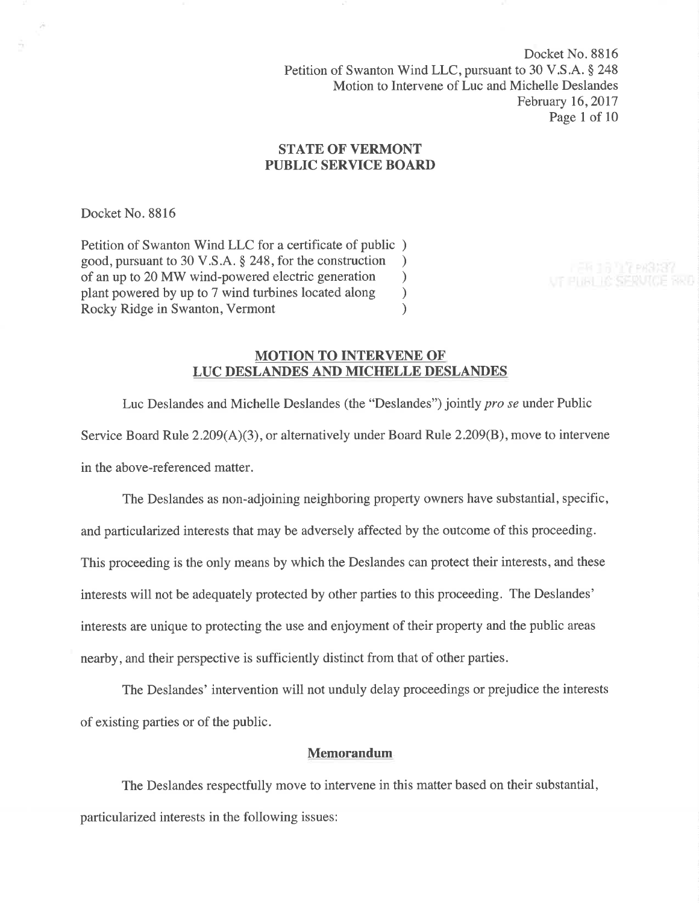# STATE OF VERMONT
# PUBLIC SERVICE BOARD

Docket No. 8816

Petition of Swanton Wind LLC for a certificate of public )
good, pursuant to 30 V.S.A. § 248, for the construction )
of an up to 20 MW wind-powered electric generation )
plant powered by up to 7 wind turbines located along )
Rocky Ridge in Swanton, Vermont )

## MOTION TO INTERVENE OF LUC DESLANDES AND MICHELLE DESLANDES

Luc Deslandes and Michelle Deslandes (the "Deslandes") jointly *pro se* under Public Service Board Rule 2.209(A)(3), or alternatively under Board Rule 2.209(B), move to intervene in the above-referenced matter.

The Deslandes as non-adjoining neighboring property owners have substantial, specific, and particularized interests that may be adversely affected by the outcome of this proceeding. This proceeding is the only means by which the Deslandes can protect their interests, and these interests will not be adequately protected by other parties to this proceeding. The Deslandes' interests are unique to protecting the use and enjoyment of their property and the public areas nearby, and their perspective is sufficiently distinct from that of other parties.

The Deslandes' intervention will not unduly delay proceedings or prejudice the interests of existing parties or of the public.

### Memorandum

The Deslandes respectfully move to intervene in this matter based on their substantial, particularized interests in the following issues: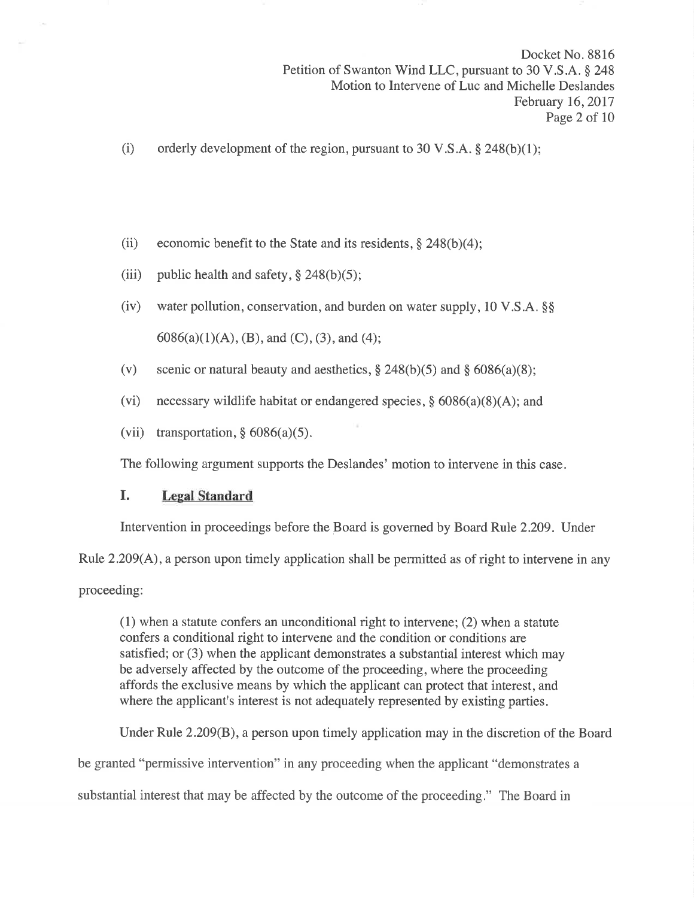(i) orderly development of the region, pursuant to 30 V.S.A. § 248(b)(1);

(ii) economic benefit to the State and its residents, § 248(b)(4);

(iii) public health and safety, § 248(b)(5);

(iv) water pollution, conservation, and burden on water supply, 10 V.S.A. §§ 6086(a)(1)(A), (B), and (C), (3), and (4);

(v) scenic or natural beauty and aesthetics, § 248(b)(5) and § 6086(a)(8);

(vi) necessary wildlife habitat or endangered species, § 6086(a)(8)(A); and

(vii) transportation, § 6086(a)(5).

The following argument supports the Deslandes' motion to intervene in this case.

## I. Legal Standard

Intervention in proceedings before the Board is governed by Board Rule 2.209. Under Rule 2.209(A), a person upon timely application shall be permitted as of right to intervene in any proceeding:

> (1) when a statute confers an unconditional right to intervene; (2) when a statute confers a conditional right to intervene and the condition or conditions are satisfied; or (3) when the applicant demonstrates a substantial interest which may be adversely affected by the outcome of the proceeding, where the proceeding affords the exclusive means by which the applicant can protect that interest, and where the applicant's interest is not adequately represented by existing parties.

Under Rule 2.209(B), a person upon timely application may in the discretion of the Board be granted "permissive intervention" in any proceeding when the applicant "demonstrates a substantial interest that may be affected by the outcome of the proceeding." The Board in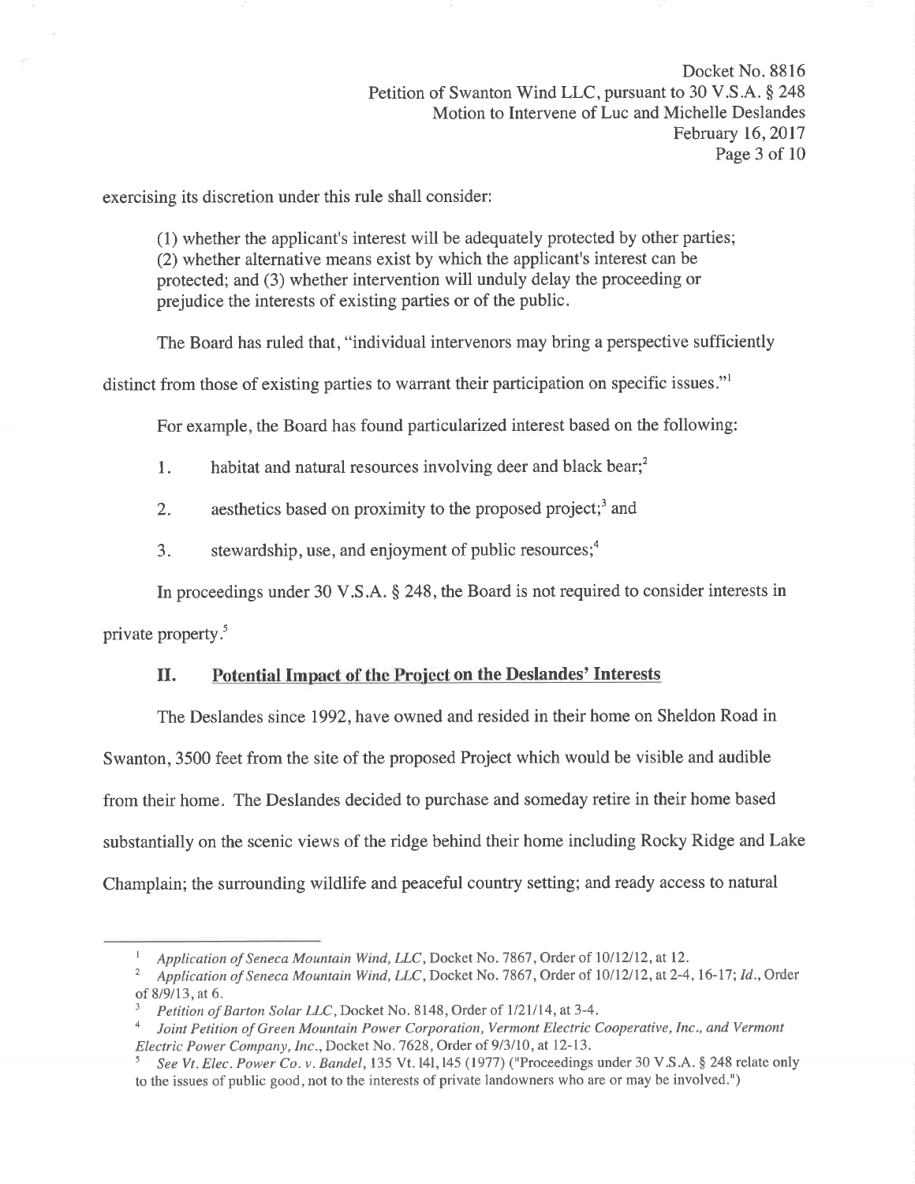exercising its discretion under this rule shall consider:

> (1) whether the applicant's interest will be adequately protected by other parties;
> (2) whether alternative means exist by which the applicant's interest can be protected; and (3) whether intervention will unduly delay the proceeding or prejudice the interests of existing parties or of the public.

The Board has ruled that, "individual intervenors may bring a perspective sufficiently distinct from those of existing parties to warrant their participation on specific issues."[1]

For example, the Board has found particularized interest based on the following:

1. habitat and natural resources involving deer and black bear;[2]
2. aesthetics based on proximity to the proposed project;[3] and
3. stewardship, use, and enjoyment of public resources;[4]

In proceedings under 30 V.S.A. § 248, the Board is not required to consider interests in private property.[5]

## II. Potential Impact of the Project on the Deslandes' Interests

The Deslandes since 1992, have owned and resided in their home on Sheldon Road in Swanton, 3500 feet from the site of the proposed Project which would be visible and audible from their home. The Deslandes decided to purchase and someday retire in their home based substantially on the scenic views of the ridge behind their home including Rocky Ridge and Lake Champlain; the surrounding wildlife and peaceful country setting; and ready access to natural

---

[1] *Application of Seneca Mountain Wind, LLC*, Docket No. 7867, Order of 10/12/12, at 12.

[2] *Application of Seneca Mountain Wind, LLC*, Docket No. 7867, Order of 10/12/12, at 2-4, 16-17; *Id.*, Order of 8/9/13, at 6.

[3] *Petition of Barton Solar LLC*, Docket No. 8148, Order of 1/21/14, at 3-4.

[4] *Joint Petition of Green Mountain Power Corporation, Vermont Electric Cooperative, Inc., and Vermont Electric Power Company, Inc.*, Docket No. 7628, Order of 9/3/10, at 12-13.

[5] *See Vt. Elec. Power Co. v. Bandel*, 135 Vt. 141, 145 (1977) ("Proceedings under 30 V.S.A. § 248 relate only to the issues of public good, not to the interests of private landowners who are or may be involved.")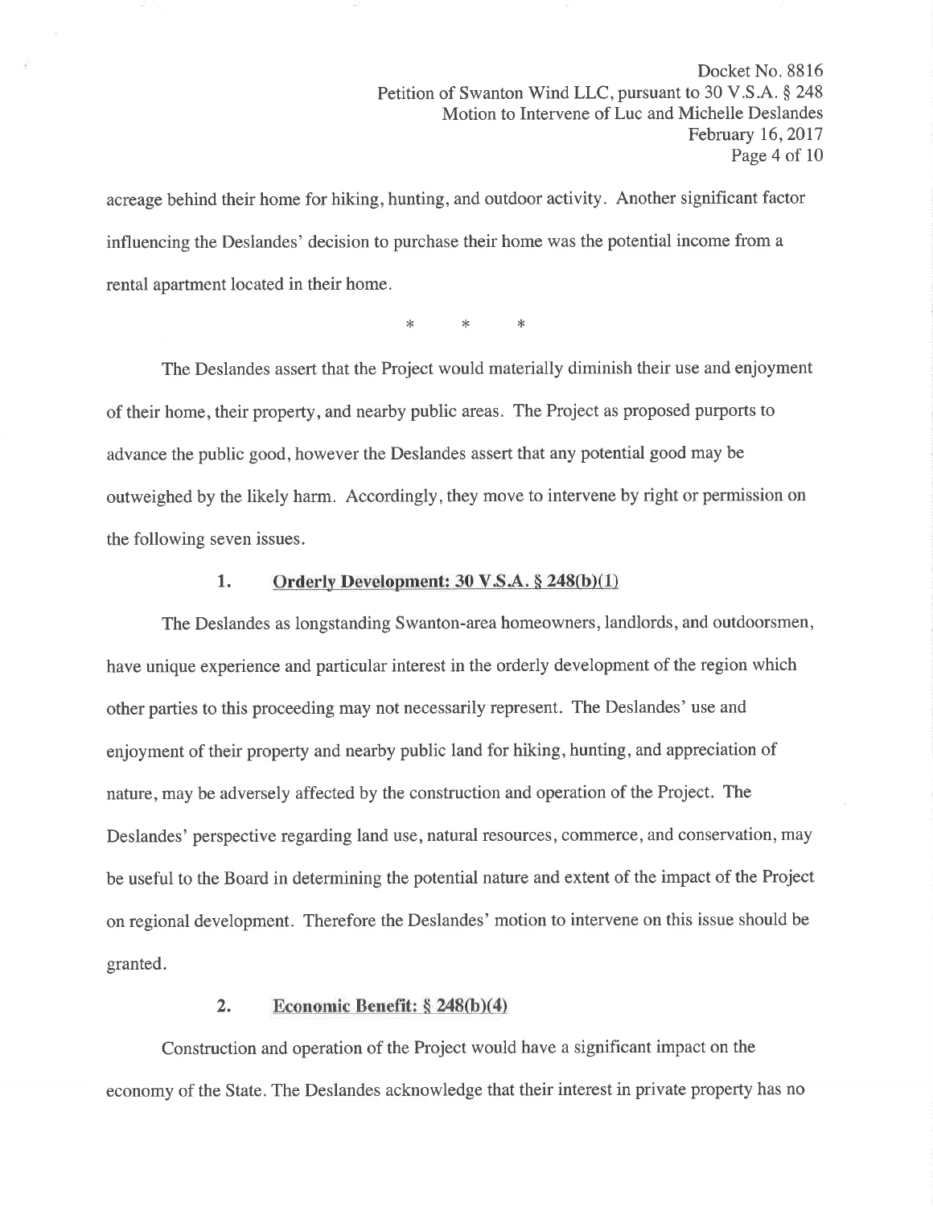acreage behind their home for hiking, hunting, and outdoor activity. Another significant factor influencing the Deslandes' decision to purchase their home was the potential income from a rental apartment located in their home.

\* \* \*

The Deslandes assert that the Project would materially diminish their use and enjoyment of their home, their property, and nearby public areas. The Project as proposed purports to advance the public good, however the Deslandes assert that any potential good may be outweighed by the likely harm. Accordingly, they move to intervene by right or permission on the following seven issues.

### 1. Orderly Development: 30 V.S.A. § 248(b)(1)

The Deslandes as longstanding Swanton-area homeowners, landlords, and outdoorsmen, have unique experience and particular interest in the orderly development of the region which other parties to this proceeding may not necessarily represent. The Deslandes' use and enjoyment of their property and nearby public land for hiking, hunting, and appreciation of nature, may be adversely affected by the construction and operation of the Project. The Deslandes' perspective regarding land use, natural resources, commerce, and conservation, may be useful to the Board in determining the potential nature and extent of the impact of the Project on regional development. Therefore the Deslandes' motion to intervene on this issue should be granted.

### 2. Economic Benefit: § 248(b)(4)

Construction and operation of the Project would have a significant impact on the economy of the State. The Deslandes acknowledge that their interest in private property has no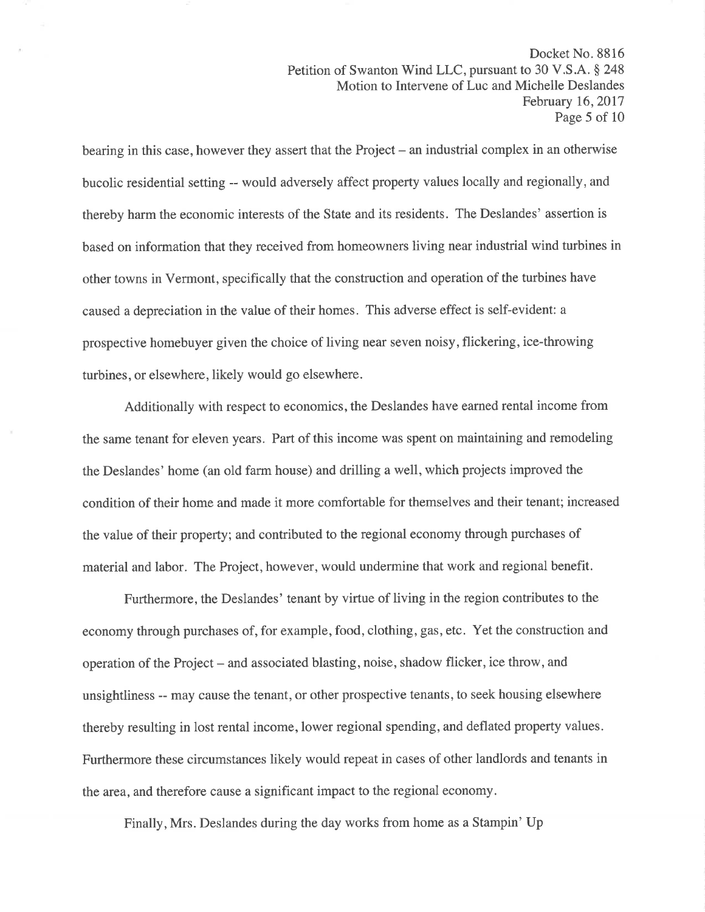bearing in this case, however they assert that the Project – an industrial complex in an otherwise bucolic residential setting -- would adversely affect property values locally and regionally, and thereby harm the economic interests of the State and its residents. The Deslandes' assertion is based on information that they received from homeowners living near industrial wind turbines in other towns in Vermont, specifically that the construction and operation of the turbines have caused a depreciation in the value of their homes. This adverse effect is self-evident: a prospective homebuyer given the choice of living near seven noisy, flickering, ice-throwing turbines, or elsewhere, likely would go elsewhere.

Additionally with respect to economics, the Deslandes have earned rental income from the same tenant for eleven years. Part of this income was spent on maintaining and remodeling the Deslandes' home (an old farm house) and drilling a well, which projects improved the condition of their home and made it more comfortable for themselves and their tenant; increased the value of their property; and contributed to the regional economy through purchases of material and labor. The Project, however, would undermine that work and regional benefit.

Furthermore, the Deslandes' tenant by virtue of living in the region contributes to the economy through purchases of, for example, food, clothing, gas, etc. Yet the construction and operation of the Project – and associated blasting, noise, shadow flicker, ice throw, and unsightliness -- may cause the tenant, or other prospective tenants, to seek housing elsewhere thereby resulting in lost rental income, lower regional spending, and deflated property values. Furthermore these circumstances likely would repeat in cases of other landlords and tenants in the area, and therefore cause a significant impact to the regional economy.

Finally, Mrs. Deslandes during the day works from home as a Stampin' Up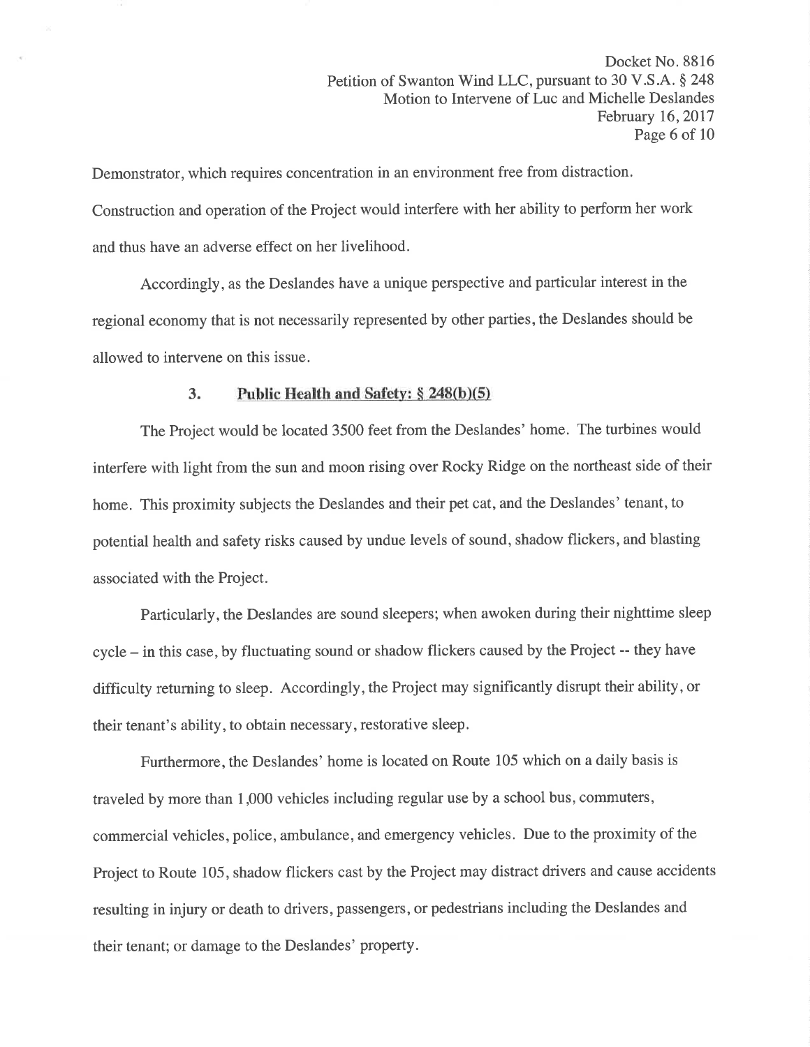Demonstrator, which requires concentration in an environment free from distraction. Construction and operation of the Project would interfere with her ability to perform her work and thus have an adverse effect on her livelihood.

Accordingly, as the Deslandes have a unique perspective and particular interest in the regional economy that is not necessarily represented by other parties, the Deslandes should be allowed to intervene on this issue.

### 3. Public Health and Safety: § 248(b)(5)

The Project would be located 3500 feet from the Deslandes' home. The turbines would interfere with light from the sun and moon rising over Rocky Ridge on the northeast side of their home. This proximity subjects the Deslandes and their pet cat, and the Deslandes' tenant, to potential health and safety risks caused by undue levels of sound, shadow flickers, and blasting associated with the Project.

Particularly, the Deslandes are sound sleepers; when awoken during their nighttime sleep cycle – in this case, by fluctuating sound or shadow flickers caused by the Project -- they have difficulty returning to sleep. Accordingly, the Project may significantly disrupt their ability, or their tenant's ability, to obtain necessary, restorative sleep.

Furthermore, the Deslandes' home is located on Route 105 which on a daily basis is traveled by more than 1,000 vehicles including regular use by a school bus, commuters, commercial vehicles, police, ambulance, and emergency vehicles. Due to the proximity of the Project to Route 105, shadow flickers cast by the Project may distract drivers and cause accidents resulting in injury or death to drivers, passengers, or pedestrians including the Deslandes and their tenant; or damage to the Deslandes' property.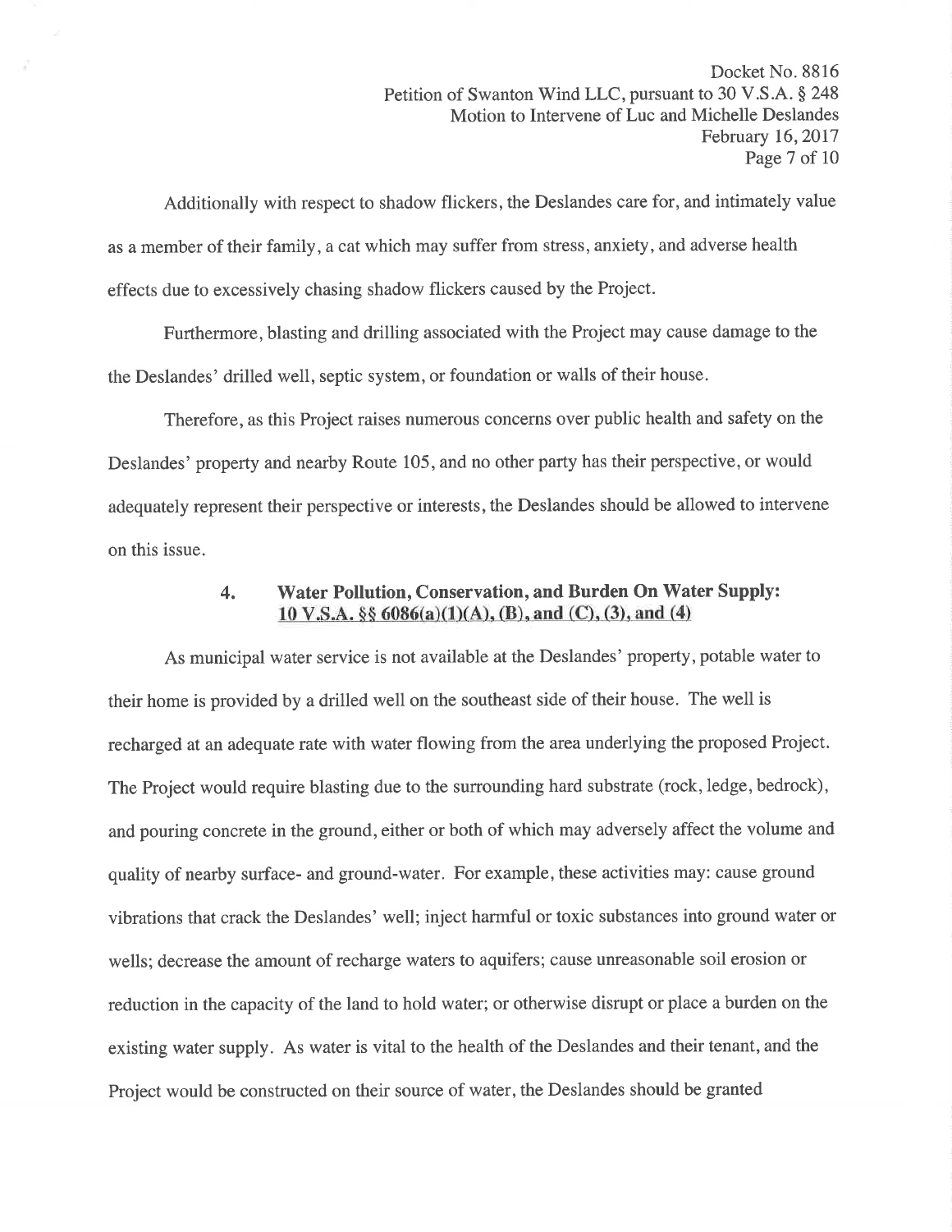Additionally with respect to shadow flickers, the Deslandes care for, and intimately value as a member of their family, a cat which may suffer from stress, anxiety, and adverse health effects due to excessively chasing shadow flickers caused by the Project.

Furthermore, blasting and drilling associated with the Project may cause damage to the the Deslandes' drilled well, septic system, or foundation or walls of their house.

Therefore, as this Project raises numerous concerns over public health and safety on the Deslandes' property and nearby Route 105, and no other party has their perspective, or would adequately represent their perspective or interests, the Deslandes should be allowed to intervene on this issue.

### 4. Water Pollution, Conservation, and Burden On Water Supply: <u>10 V.S.A. §§ 6086(a)(1)(A), (B), and (C), (3), and (4)</u>

As municipal water service is not available at the Deslandes' property, potable water to their home is provided by a drilled well on the southeast side of their house. The well is recharged at an adequate rate with water flowing from the area underlying the proposed Project. The Project would require blasting due to the surrounding hard substrate (rock, ledge, bedrock), and pouring concrete in the ground, either or both of which may adversely affect the volume and quality of nearby surface- and ground-water. For example, these activities may: cause ground vibrations that crack the Deslandes' well; inject harmful or toxic substances into ground water or wells; decrease the amount of recharge waters to aquifers; cause unreasonable soil erosion or reduction in the capacity of the land to hold water; or otherwise disrupt or place a burden on the existing water supply. As water is vital to the health of the Deslandes and their tenant, and the Project would be constructed on their source of water, the Deslandes should be granted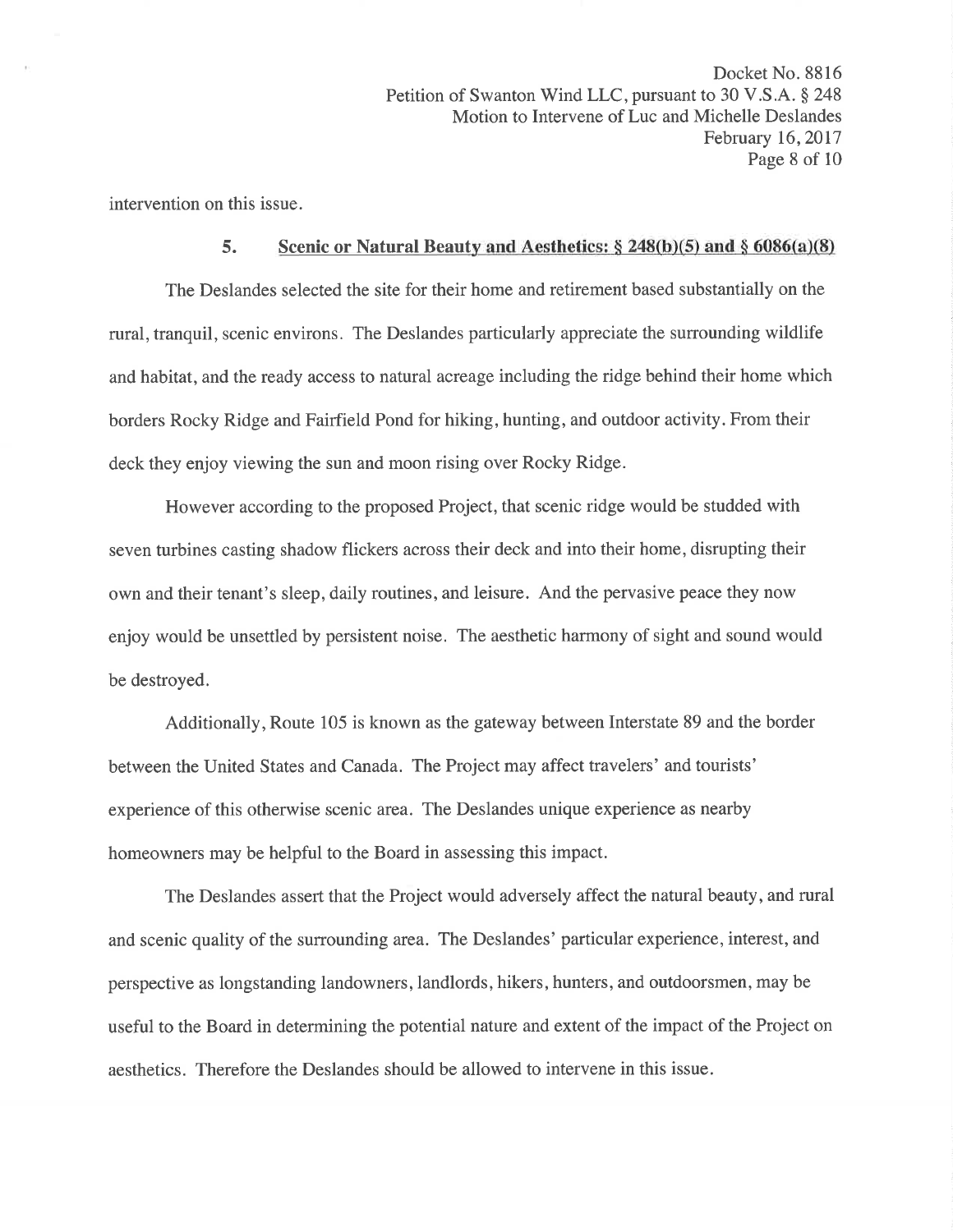intervention on this issue.

### 5. Scenic or Natural Beauty and Aesthetics: § 248(b)(5) and § 6086(a)(8)

The Deslandes selected the site for their home and retirement based substantially on the rural, tranquil, scenic environs. The Deslandes particularly appreciate the surrounding wildlife and habitat, and the ready access to natural acreage including the ridge behind their home which borders Rocky Ridge and Fairfield Pond for hiking, hunting, and outdoor activity. From their deck they enjoy viewing the sun and moon rising over Rocky Ridge.

However according to the proposed Project, that scenic ridge would be studded with seven turbines casting shadow flickers across their deck and into their home, disrupting their own and their tenant's sleep, daily routines, and leisure. And the pervasive peace they now enjoy would be unsettled by persistent noise. The aesthetic harmony of sight and sound would be destroyed.

Additionally, Route 105 is known as the gateway between Interstate 89 and the border between the United States and Canada. The Project may affect travelers' and tourists' experience of this otherwise scenic area. The Deslandes unique experience as nearby homeowners may be helpful to the Board in assessing this impact.

The Deslandes assert that the Project would adversely affect the natural beauty, and rural and scenic quality of the surrounding area. The Deslandes' particular experience, interest, and perspective as longstanding landowners, landlords, hikers, hunters, and outdoorsmen, may be useful to the Board in determining the potential nature and extent of the impact of the Project on aesthetics. Therefore the Deslandes should be allowed to intervene in this issue.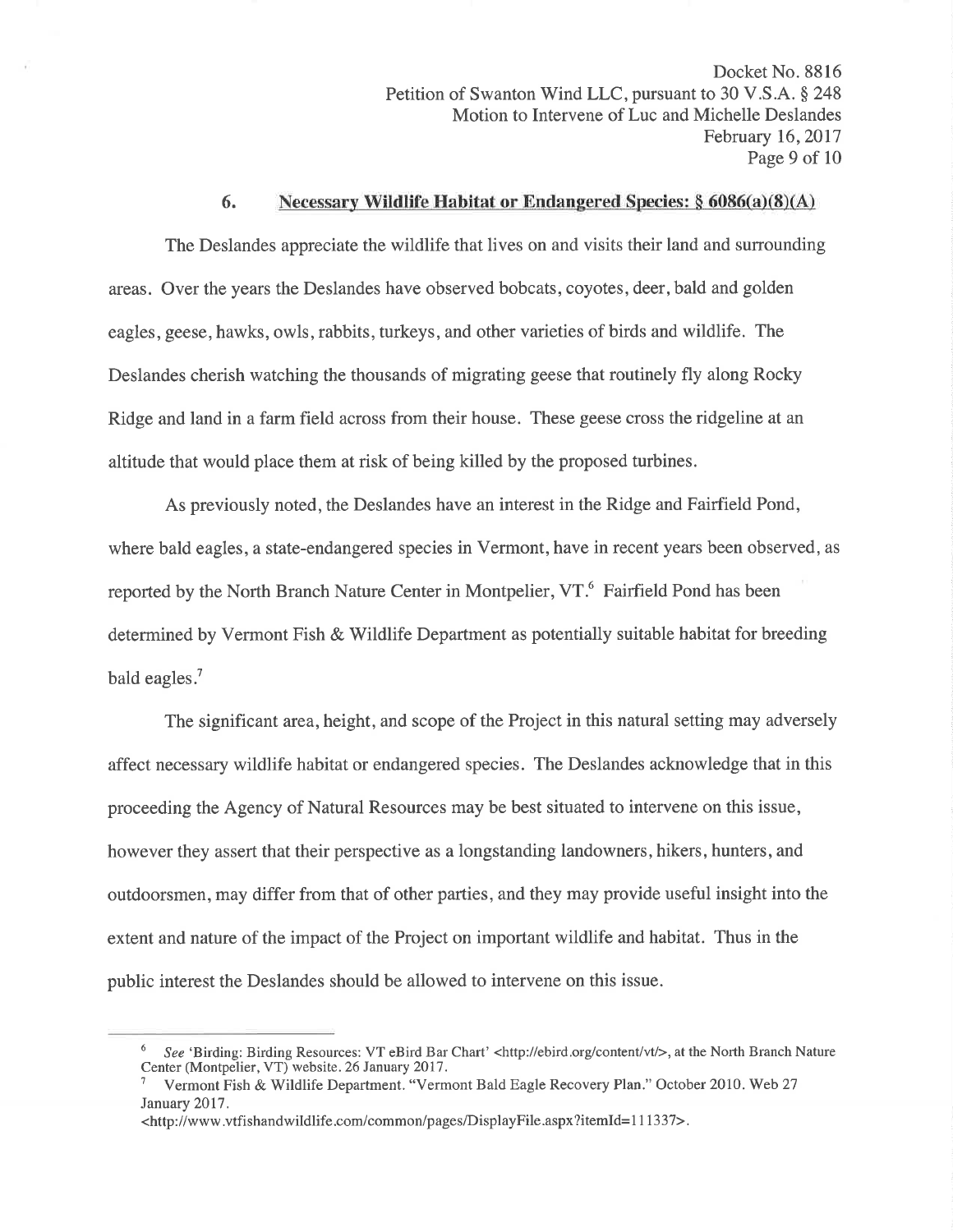### 6. Necessary Wildlife Habitat or Endangered Species: § 6086(a)(8)(A)

The Deslandes appreciate the wildlife that lives on and visits their land and surrounding areas. Over the years the Deslandes have observed bobcats, coyotes, deer, bald and golden eagles, geese, hawks, owls, rabbits, turkeys, and other varieties of birds and wildlife. The Deslandes cherish watching the thousands of migrating geese that routinely fly along Rocky Ridge and land in a farm field across from their house. These geese cross the ridgeline at an altitude that would place them at risk of being killed by the proposed turbines.

As previously noted, the Deslandes have an interest in the Ridge and Fairfield Pond, where bald eagles, a state-endangered species in Vermont, have in recent years been observed, as reported by the North Branch Nature Center in Montpelier, VT.[6] Fairfield Pond has been determined by Vermont Fish & Wildlife Department as potentially suitable habitat for breeding bald eagles.[7]

The significant area, height, and scope of the Project in this natural setting may adversely affect necessary wildlife habitat or endangered species. The Deslandes acknowledge that in this proceeding the Agency of Natural Resources may be best situated to intervene on this issue, however they assert that their perspective as a longstanding landowners, hikers, hunters, and outdoorsmen, may differ from that of other parties, and they may provide useful insight into the extent and nature of the impact of the Project on important wildlife and habitat. Thus in the public interest the Deslandes should be allowed to intervene on this issue.

---

[6] *See* 'Birding: Birding Resources: VT eBird Bar Chart' <http://ebird.org/content/vt/>, at the North Branch Nature Center (Montpelier, VT) website. 26 January 2017.

[7] Vermont Fish & Wildlife Department. "Vermont Bald Eagle Recovery Plan." October 2010. Web 27 January 2017. <http://www.vtfishandwildlife.com/common/pages/DisplayFile.aspx?itemId=111337>.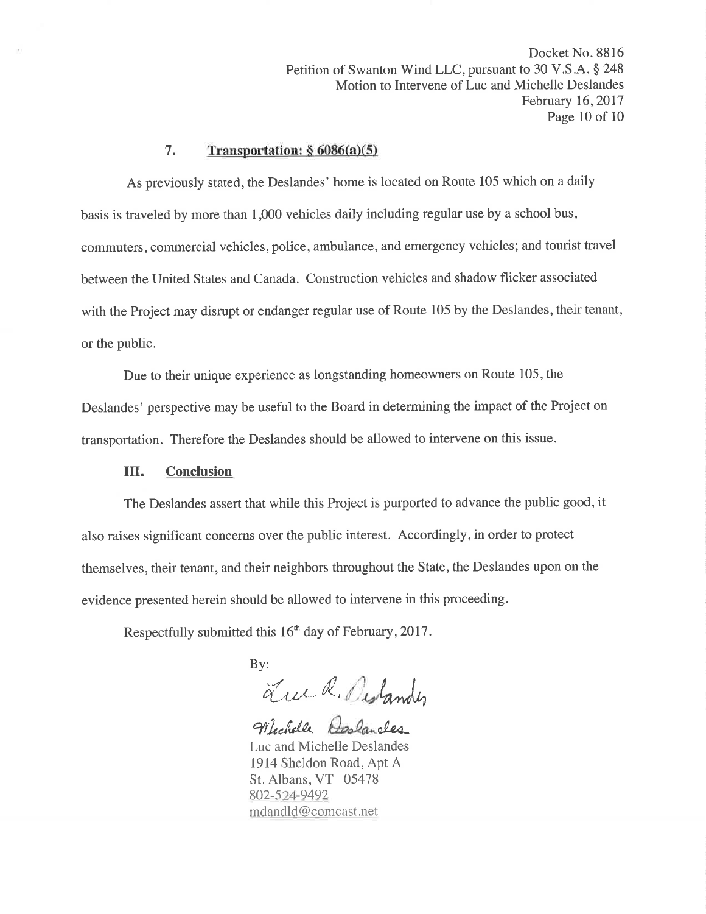### 7. Transportation: § 6086(a)(5)

As previously stated, the Deslandes' home is located on Route 105 which on a daily basis is traveled by more than 1,000 vehicles daily including regular use by a school bus, commuters, commercial vehicles, police, ambulance, and emergency vehicles; and tourist travel between the United States and Canada. Construction vehicles and shadow flicker associated with the Project may disrupt or endanger regular use of Route 105 by the Deslandes, their tenant, or the public.

Due to their unique experience as longstanding homeowners on Route 105, the Deslandes' perspective may be useful to the Board in determining the impact of the Project on transportation. Therefore the Deslandes should be allowed to intervene on this issue.

## III. Conclusion

The Deslandes assert that while this Project is purported to advance the public good, it also raises significant concerns over the public interest. Accordingly, in order to protect themselves, their tenant, and their neighbors throughout the State, the Deslandes upon on the evidence presented herein should be allowed to intervene in this proceeding.

Respectfully submitted this 16th day of February, 2017.

By:

Luc R. Deslandes

Michelle Deslandes

Luc and Michelle Deslandes
1914 Sheldon Road, Apt A
St. Albans, VT 05478
802-524-9492
mdandld@comcast.net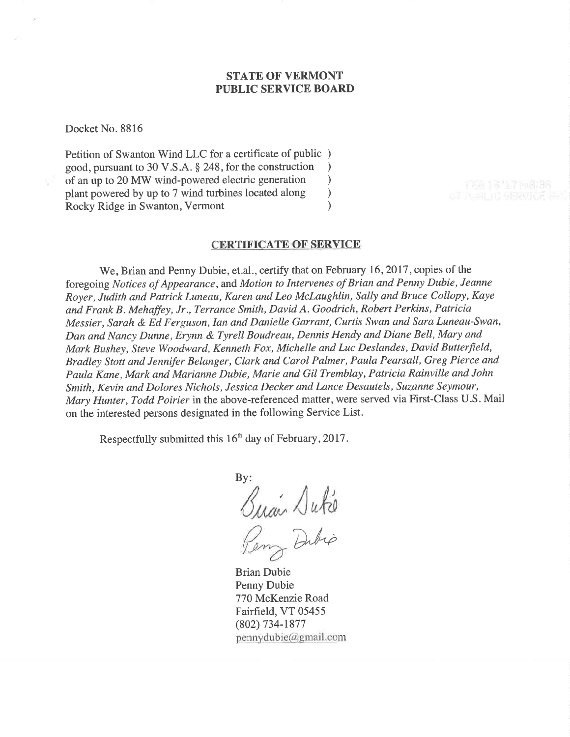**STATE OF VERMONT**
**PUBLIC SERVICE BOARD**

Docket No. 8816

Petition of Swanton Wind LLC for a certificate of public )
good, pursuant to 30 V.S.A. § 248, for the construction )
of an up to 20 MW wind-powered electric generation )
plant powered by up to 7 wind turbines located along )
Rocky Ridge in Swanton, Vermont )

## CERTIFICATE OF SERVICE

We, Brian and Penny Dubie, et.al., certify that on February 16, 2017, copies of the foregoing *Notices of Appearance*, and *Motion to Intervenes of Brian and Penny Dubie, Jeanne Royer, Judith and Patrick Luneau, Karen and Leo McLaughlin, Sally and Bruce Collopy, Kaye and Frank B. Mehaffey, Jr., Terrance Smith, David A. Goodrich, Robert Perkins, Patricia Messier, Sarah & Ed Ferguson, Ian and Danielle Garrant, Curtis Swan and Sara Luneau-Swan, Dan and Nancy Dunne, Erynn & Tyrell Boudreau, Dennis Hendy and Diane Bell, Mary and Mark Bushey, Steve Woodward, Kenneth Fox, Michelle and Luc Deslandes, David Butterfield, Bradley Stott and Jennifer Belanger, Clark and Carol Palmer, Paula Pearsall, Greg Pierce and Paula Kane, Mark and Marianne Dubie, Marie and Gil Tremblay, Patricia Rainville and John Smith, Kevin and Dolores Nichols, Jessica Decker and Lance Desautels, Suzanne Seymour, Mary Hunter, Todd Poirier* in the above-referenced matter, were served via First-Class U.S. Mail on the interested persons designated in the following Service List.

Respectfully submitted this 16[th] day of February, 2017.

By:

Brian Dubie
Penny Dubie
770 McKenzie Road
Fairfield, VT 05455
(802) 734-1877
pennydubie@gmail.com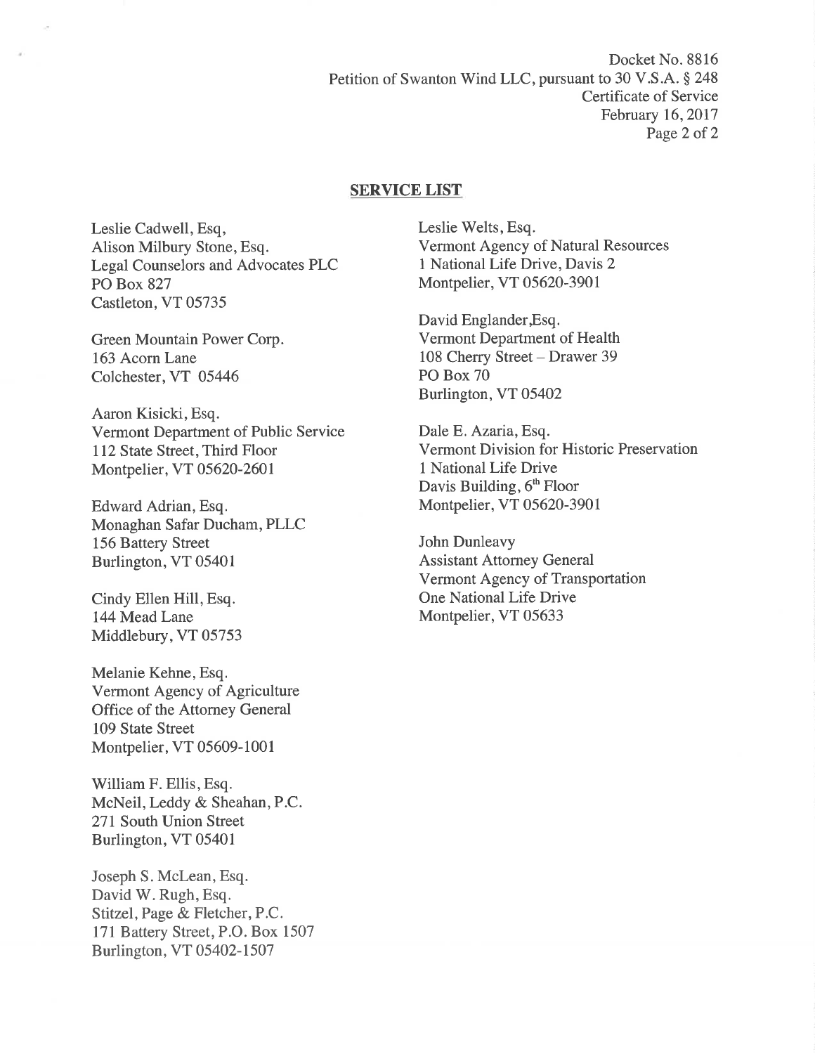## SERVICE LIST

Leslie Cadwell, Esq,
Alison Milbury Stone, Esq.
Legal Counselors and Advocates PLC
PO Box 827
Castleton, VT 05735

Green Mountain Power Corp.
163 Acorn Lane
Colchester, VT 05446

Aaron Kisicki, Esq.
Vermont Department of Public Service
112 State Street, Third Floor
Montpelier, VT 05620-2601

Edward Adrian, Esq.
Monaghan Safar Ducham, PLLC
156 Battery Street
Burlington, VT 05401

Cindy Ellen Hill, Esq.
144 Mead Lane
Middlebury, VT 05753

Melanie Kehne, Esq.
Vermont Agency of Agriculture
Office of the Attorney General
109 State Street
Montpelier, VT 05609-1001

William F. Ellis, Esq.
McNeil, Leddy & Sheahan, P.C.
271 South Union Street
Burlington, VT 05401

Joseph S. McLean, Esq.
David W. Rugh, Esq.
Stitzel, Page & Fletcher, P.C.
171 Battery Street, P.O. Box 1507
Burlington, VT 05402-1507

Leslie Welts, Esq.
Vermont Agency of Natural Resources
1 National Life Drive, Davis 2
Montpelier, VT 05620-3901

David Englander,Esq.
Vermont Department of Health
108 Cherry Street – Drawer 39
PO Box 70
Burlington, VT 05402

Dale E. Azaria, Esq.
Vermont Division for Historic Preservation
1 National Life Drive
Davis Building, 6th Floor
Montpelier, VT 05620-3901

John Dunleavy
Assistant Attorney General
Vermont Agency of Transportation
One National Life Drive
Montpelier, VT 05633